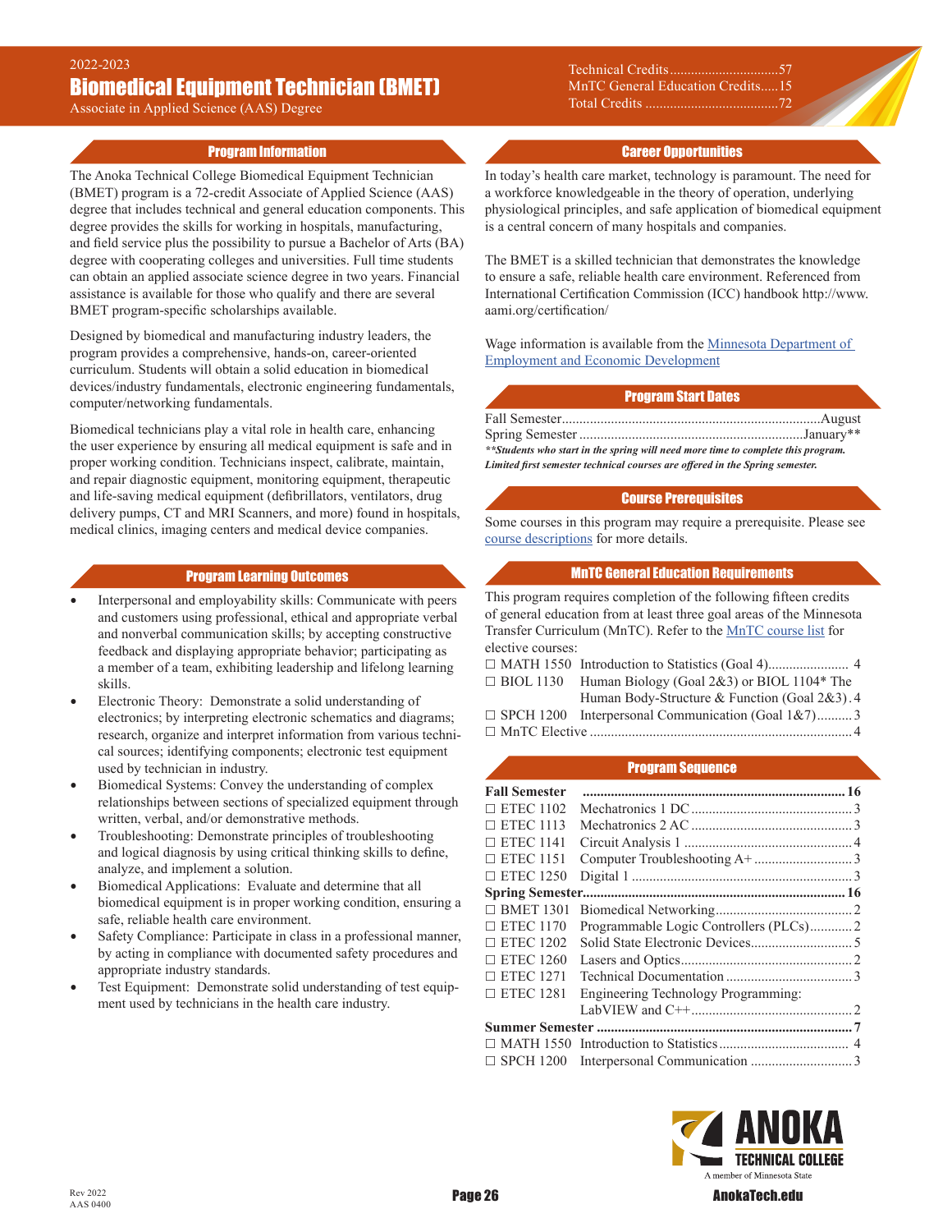2022-2023

# Biomedical Equipment Technician (BMET)

Associate in Applied Science (AAS) Degree

Technical Credits...............................57
MnTC General Education Credits.....15
Total Credits.....................................72

## Program Information

The Anoka Technical College Biomedical Equipment Technician (BMET) program is a 72-credit Associate of Applied Science (AAS) degree that includes technical and general education components. This degree provides the skills for working in hospitals, manufacturing, and field service plus the possibility to pursue a Bachelor of Arts (BA) degree with cooperating colleges and universities. Full time students can obtain an applied associate science degree in two years. Financial assistance is available for those who qualify and there are several BMET program-specific scholarships available.

Designed by biomedical and manufacturing industry leaders, the program provides a comprehensive, hands-on, career-oriented curriculum. Students will obtain a solid education in biomedical devices/industry fundamentals, electronic engineering fundamentals, computer/networking fundamentals.

Biomedical technicians play a vital role in health care, enhancing the user experience by ensuring all medical equipment is safe and in proper working condition. Technicians inspect, calibrate, maintain, and repair diagnostic equipment, monitoring equipment, therapeutic and life-saving medical equipment (defibrillators, ventilators, drug delivery pumps, CT and MRI Scanners, and more) found in hospitals, medical clinics, imaging centers and medical device companies.

## Program Learning Outcomes

- Interpersonal and employability skills: Communicate with peers and customers using professional, ethical and appropriate verbal and nonverbal communication skills; by accepting constructive feedback and displaying appropriate behavior; participating as a member of a team, exhibiting leadership and lifelong learning skills.
- Electronic Theory: Demonstrate a solid understanding of electronics; by interpreting electronic schematics and diagrams; research, organize and interpret information from various technical sources; identifying components; electronic test equipment used by technician in industry.
- Biomedical Systems: Convey the understanding of complex relationships between sections of specialized equipment through written, verbal, and/or demonstrative methods.
- Troubleshooting: Demonstrate principles of troubleshooting and logical diagnosis by using critical thinking skills to define, analyze, and implement a solution.
- Biomedical Applications: Evaluate and determine that all biomedical equipment is in proper working condition, ensuring a safe, reliable health care environment.
- Safety Compliance: Participate in class in a professional manner, by acting in compliance with documented safety procedures and appropriate industry standards.
- Test Equipment: Demonstrate solid understanding of test equipment used by technicians in the health care industry.

## Career Opportunities

In today's health care market, technology is paramount. The need for a workforce knowledgeable in the theory of operation, underlying physiological principles, and safe application of biomedical equipment is a central concern of many hospitals and companies.

The BMET is a skilled technician that demonstrates the knowledge to ensure a safe, reliable health care environment. Referenced from International Certification Commission (ICC) handbook http://www.aami.org/certification/

Wage information is available from the Minnesota Department of Employment and Economic Development

## Program Start Dates

Fall Semester.........................................................................August
Spring Semester ................................................................January**

***Students who start in the spring will need more time to complete this program. Limited first semester technical courses are offered in the Spring semester.*

## Course Prerequisites

Some courses in this program may require a prerequisite. Please see course descriptions for more details.

## MnTC General Education Requirements

This program requires completion of the following fifteen credits of general education from at least three goal areas of the Minnesota Transfer Curriculum (MnTC). Refer to the MnTC course list for elective courses:

- ☐ MATH 1550 Introduction to Statistics (Goal 4)....................... 4
- ☐ BIOL 1130 Human Biology (Goal 2&3) or BIOL 1104* The Human Body-Structure & Function (Goal 2&3) . 4
- ☐ SPCH 1200 Interpersonal Communication (Goal 1&7).......... 3
- ☐ MnTC Elective .......................................................................... 4

## Program Sequence

**Fall Semester .......................................................................... 16**

- ☐ ETEC 1102 Mechatronics 1 DC............................................... 3
- ☐ ETEC 1113 Mechatronics 2 AC .............................................. 3
- ☐ ETEC 1141 Circuit Analysis 1 ................................................ 4
- ☐ ETEC 1151 Computer Troubleshooting A+ ............................ 3
- ☐ ETEC 1250 Digital 1 ............................................................... 3

**Spring Semester......................................................................... 16**

- ☐ BMET 1301 Biomedical Networking....................................... 2
- ☐ ETEC 1170 Programmable Logic Controllers (PLCs)............ 2
- ☐ ETEC 1202 Solid State Electronic Devices............................. 5
- ☐ ETEC 1260 Lasers and Optics................................................. 2
- ☐ ETEC 1271 Technical Documentation .................................... 3
- ☐ ETEC 1281 Engineering Technology Programming: LabVIEW and C++............................................. 2

**Summer Semester ...................................................................... 7**

- ☐ MATH 1550 Introduction to Statistics ..................................... 4
- ☐ SPCH 1200 Interpersonal Communication ............................. 3

Rev 2022
AAS 0400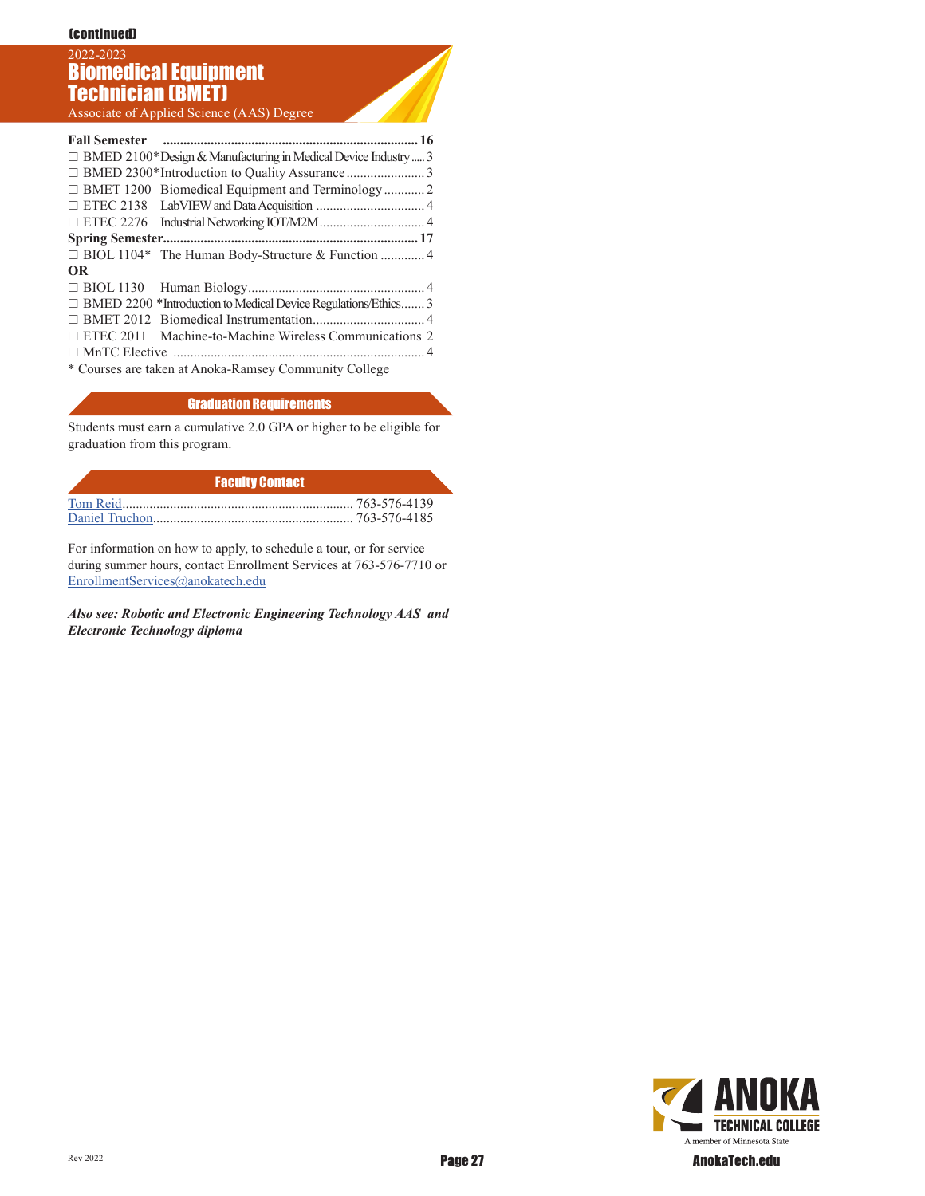(continued)

2022-2023

# Biomedical Equipment Technician (BMET)

Associate of Applied Science (AAS) Degree

**Fall Semester** .......................................................................... **16**

☐ BMED 2100* Design & Manufacturing in Medical Device Industry ..... 3
☐ BMED 2300* Introduction to Quality Assurance ....................... 3
☐ BMET 1200 Biomedical Equipment and Terminology ............ 2
☐ ETEC 2138 LabVIEW and Data Acquisition ................................ 4
☐ ETEC 2276 Industrial Networking IOT/M2M ............................... 4

**Spring Semester**.......................................................................... **17**

☐ BIOL 1104* The Human Body-Structure & Function ............. 4

**OR**

☐ BIOL 1130 Human Biology.................................................... 4
☐ BMED 2200 *Introduction to Medical Device Regulations/Ethics....... 3
☐ BMET 2012 Biomedical Instrumentation................................. 4
☐ ETEC 2011 Machine-to-Machine Wireless Communications 2
☐ MnTC Elective .......................................................................... 4

* Courses are taken at Anoka-Ramsey Community College

## Graduation Requirements

Students must earn a cumulative 2.0 GPA or higher to be eligible for graduation from this program.

## Faculty Contact

Tom Reid.................................................................... 763-576-4139
Daniel Truchon........................................................... 763-576-4185

For information on how to apply, to schedule a tour, or for service during summer hours, contact Enrollment Services at 763-576-7710 or EnrollmentServices@anokatech.edu

***Also see: Robotic and Electronic Engineering Technology AAS and Electronic Technology diploma***

Rev 2022

ANOKA TECHNICAL COLLEGE
A member of Minnesota State

AnokaTech.edu